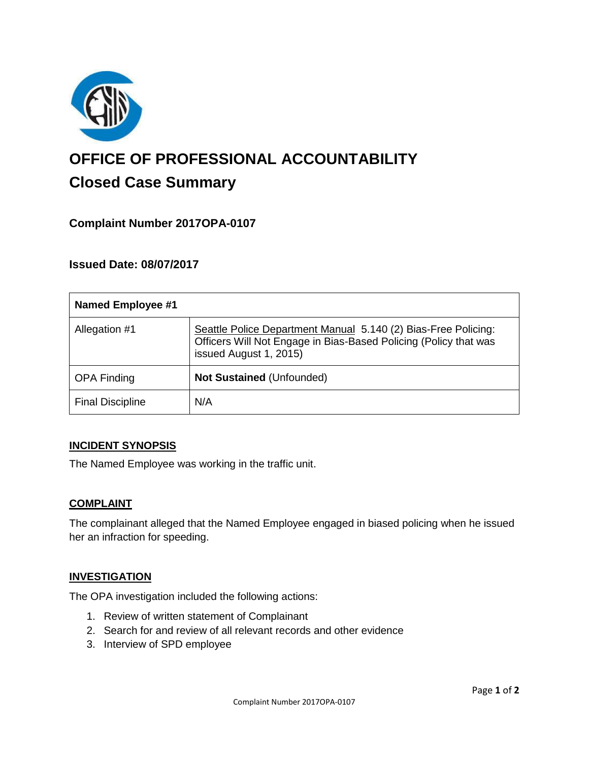# OFFICE OF PROFESSIONAL ACCOUNTABILITY

## Closed Case Summary

### Complaint Number 2017OPA-0107

### Issued Date: 08/07/2017

| Named Employee #1 | |
|---|---|
| Allegation #1 | Seattle Police Department Manual 5.140 (2) Bias-Free Policing: Officers Will Not Engage in Bias-Based Policing (Policy that was issued August 1, 2015) |
| OPA Finding | **Not Sustained** (Unfounded) |
| Final Discipline | N/A |

**INCIDENT SYNOPSIS**

The Named Employee was working in the traffic unit.

**COMPLAINT**

The complainant alleged that the Named Employee engaged in biased policing when he issued her an infraction for speeding.

**INVESTIGATION**

The OPA investigation included the following actions:

1. Review of written statement of Complainant
2. Search for and review of all relevant records and other evidence
3. Interview of SPD employee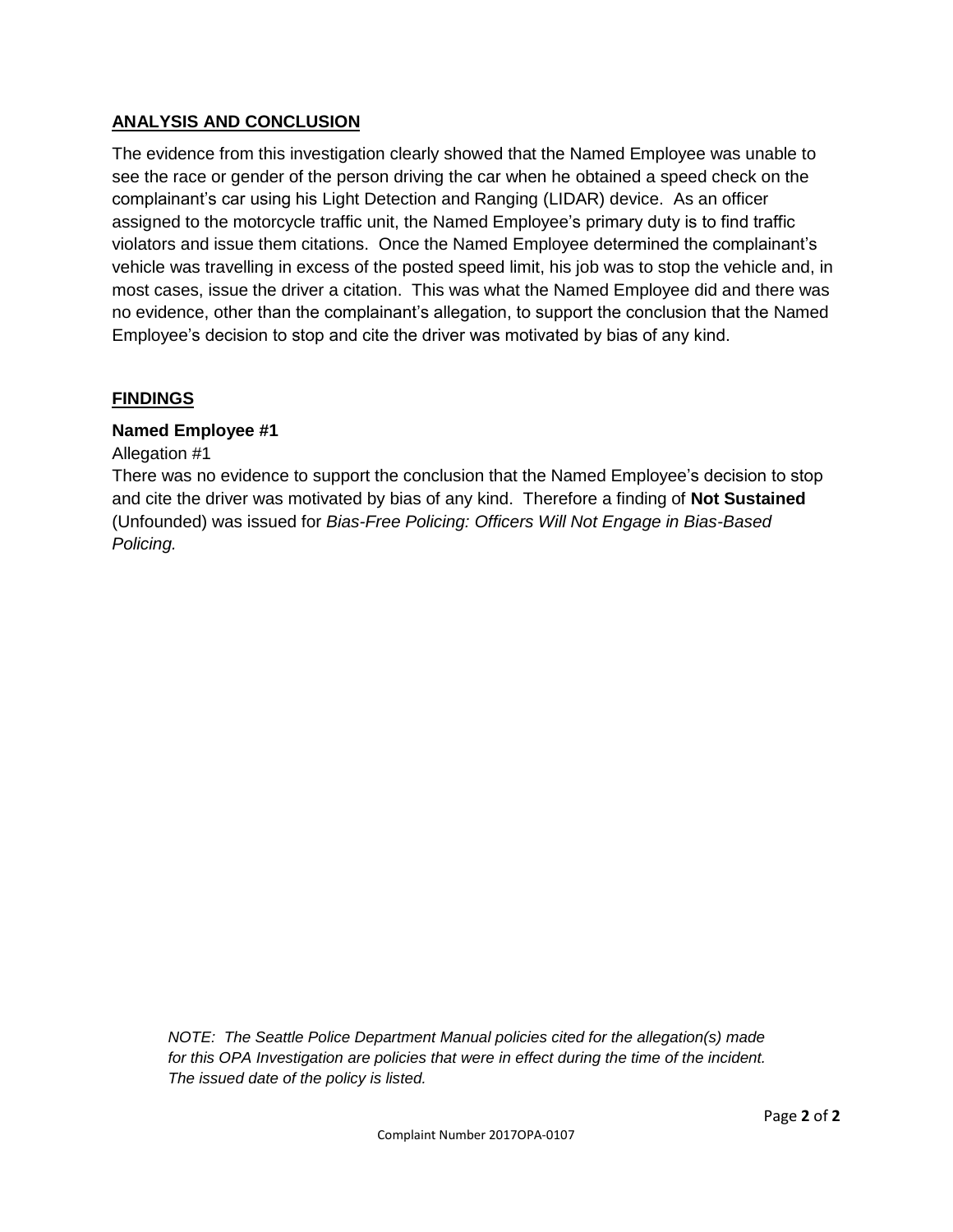## ANALYSIS AND CONCLUSION

The evidence from this investigation clearly showed that the Named Employee was unable to see the race or gender of the person driving the car when he obtained a speed check on the complainant's car using his Light Detection and Ranging (LIDAR) device. As an officer assigned to the motorcycle traffic unit, the Named Employee's primary duty is to find traffic violators and issue them citations. Once the Named Employee determined the complainant's vehicle was travelling in excess of the posted speed limit, his job was to stop the vehicle and, in most cases, issue the driver a citation. This was what the Named Employee did and there was no evidence, other than the complainant's allegation, to support the conclusion that the Named Employee's decision to stop and cite the driver was motivated by bias of any kind.

## FINDINGS

**Named Employee #1**

Allegation #1

There was no evidence to support the conclusion that the Named Employee's decision to stop and cite the driver was motivated by bias of any kind. Therefore a finding of **Not Sustained** (Unfounded) was issued for *Bias-Free Policing: Officers Will Not Engage in Bias-Based Policing.*

*NOTE: The Seattle Police Department Manual policies cited for the allegation(s) made for this OPA Investigation are policies that were in effect during the time of the incident. The issued date of the policy is listed.*

Complaint Number 2017OPA-0107